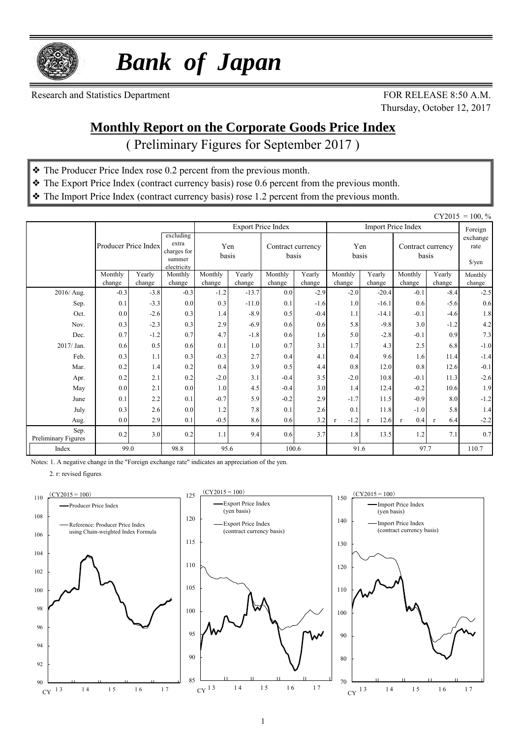# *Bank of Japan*

Research and Statistics Department

FOR RELEASE 8:50 A.M.
Thursday, October 12, 2017

## Monthly Report on the Corporate Goods Price Index

( Preliminary Figures for September 2017 )

- ❖ The Producer Price Index rose 0.2 percent from the previous month.
- ❖ The Export Price Index (contract currency basis) rose 0.6 percent from the previous month.
- ❖ The Import Price Index (contract currency basis) rose 1.2 percent from the previous month.

CY2015 = 100, %

| | Producer Price Index | | excluding extra charges for summer electricity | Export Price Index | | | | Import Price Index | | | | Foreign exchange rate |
|---|---|---|---|---|---|---|---|---|---|---|---|---|
| | | | | Yen basis | | Contract currency basis | | Yen basis | | Contract currency basis | | $/yen |
| | Monthly change | Yearly change | Monthly change | Monthly change | Yearly change | Monthly change | Yearly change | Monthly change | Yearly change | Monthly change | Yearly change | Monthly change |
| 2016/ Aug. | -0.3 | -3.8 | -0.3 | -1.2 | -13.7 | 0.0 | -2.9 | -2.0 | -20.4 | -0.1 | -8.4 | -2.5 |
| Sep. | 0.1 | -3.3 | 0.0 | 0.3 | -11.0 | 0.1 | -1.6 | 1.0 | -16.1 | 0.6 | -5.6 | 0.6 |
| Oct. | 0.0 | -2.6 | 0.3 | 1.4 | -8.9 | 0.5 | -0.4 | 1.1 | -14.1 | -0.1 | -4.6 | 1.8 |
| Nov. | 0.3 | -2.3 | 0.3 | 2.9 | -6.9 | 0.6 | 0.6 | 5.8 | -9.8 | 3.0 | -1.2 | 4.2 |
| Dec. | 0.7 | -1.2 | 0.7 | 4.7 | -1.8 | 0.6 | 1.6 | 5.0 | -2.8 | -0.1 | 0.9 | 7.3 |
| 2017/ Jan. | 0.6 | 0.5 | 0.6 | 0.1 | 1.0 | 0.7 | 3.1 | 1.7 | 4.3 | 2.5 | 6.8 | -1.0 |
| Feb. | 0.3 | 1.1 | 0.3 | -0.3 | 2.7 | 0.4 | 4.1 | 0.4 | 9.6 | 1.6 | 11.4 | -1.4 |
| Mar. | 0.2 | 1.4 | 0.2 | 0.4 | 3.9 | 0.5 | 4.4 | 0.8 | 12.0 | 0.8 | 12.6 | -0.1 |
| Apr. | 0.2 | 2.1 | 0.2 | -2.0 | 3.1 | -0.4 | 3.5 | -2.0 | 10.8 | -0.1 | 11.3 | -2.6 |
| May | 0.0 | 2.1 | 0.0 | 1.0 | 4.5 | -0.4 | 3.0 | 1.4 | 12.4 | -0.2 | 10.6 | 1.9 |
| June | 0.1 | 2.2 | 0.1 | -0.7 | 5.9 | -0.2 | 2.9 | -1.7 | 11.5 | -0.9 | 8.0 | -1.2 |
| July | 0.3 | 2.6 | 0.0 | 1.2 | 7.8 | 0.1 | 2.6 | 0.1 | 11.8 | -1.0 | 5.8 | 1.4 |
| Aug. | 0.0 | 2.9 | 0.1 | -0.5 | 8.6 | 0.6 | 3.2 | r -1.2 | r 12.6 | r 0.4 | r 6.4 | -2.2 |
| Sep. Preliminary Figures | 0.2 | 3.0 | 0.2 | 1.1 | 9.4 | 0.6 | 3.7 | 1.8 | 13.5 | 1.2 | 7.1 | 0.7 |
| Index | 99.0 | | 98.8 | 95.6 | | 100.6 | | 91.6 | | 97.7 | | 110.7 |

Notes: 1. A negative change in the "Foreign exchange rate" indicates an appreciation of the yen.

2. r: revised figures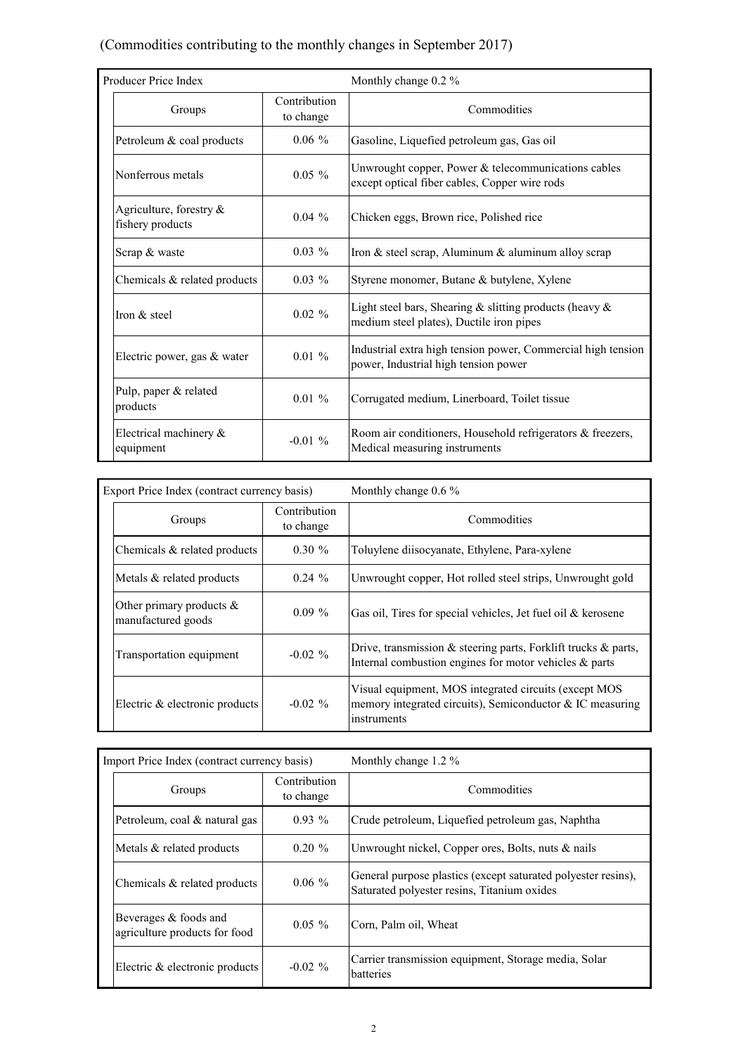(Commodities contributing to the monthly changes in September 2017)

| Producer Price Index | | Monthly change 0.2 % |
|---|---|---|
| Groups | Contribution to change | Commodities |
| Petroleum & coal products | 0.06 % | Gasoline, Liquefied petroleum gas, Gas oil |
| Nonferrous metals | 0.05 % | Unwrought copper, Power & telecommunications cables except optical fiber cables, Copper wire rods |
| Agriculture, forestry & fishery products | 0.04 % | Chicken eggs, Brown rice, Polished rice |
| Scrap & waste | 0.03 % | Iron & steel scrap, Aluminum & aluminum alloy scrap |
| Chemicals & related products | 0.03 % | Styrene monomer, Butane & butylene, Xylene |
| Iron & steel | 0.02 % | Light steel bars, Shearing & slitting products (heavy & medium steel plates), Ductile iron pipes |
| Electric power, gas & water | 0.01 % | Industrial extra high tension power, Commercial high tension power, Industrial high tension power |
| Pulp, paper & related products | 0.01 % | Corrugated medium, Linerboard, Toilet tissue |
| Electrical machinery & equipment | -0.01 % | Room air conditioners, Household refrigerators & freezers, Medical measuring instruments |

| Export Price Index (contract currency basis) | | Monthly change 0.6 % |
|---|---|---|
| Groups | Contribution to change | Commodities |
| Chemicals & related products | 0.30 % | Toluylene diisocyanate, Ethylene, Para-xylene |
| Metals & related products | 0.24 % | Unwrought copper, Hot rolled steel strips, Unwrought gold |
| Other primary products & manufactured goods | 0.09 % | Gas oil, Tires for special vehicles, Jet fuel oil & kerosene |
| Transportation equipment | -0.02 % | Drive, transmission & steering parts, Forklift trucks & parts, Internal combustion engines for motor vehicles & parts |
| Electric & electronic products | -0.02 % | Visual equipment, MOS integrated circuits (except MOS memory integrated circuits), Semiconductor & IC measuring instruments |

| Import Price Index (contract currency basis) | | Monthly change 1.2 % |
|---|---|---|
| Groups | Contribution to change | Commodities |
| Petroleum, coal & natural gas | 0.93 % | Crude petroleum, Liquefied petroleum gas, Naphtha |
| Metals & related products | 0.20 % | Unwrought nickel, Copper ores, Bolts, nuts & nails |
| Chemicals & related products | 0.06 % | General purpose plastics (except saturated polyester resins), Saturated polyester resins, Titanium oxides |
| Beverages & foods and agriculture products for food | 0.05 % | Corn, Palm oil, Wheat |
| Electric & electronic products | -0.02 % | Carrier transmission equipment, Storage media, Solar batteries |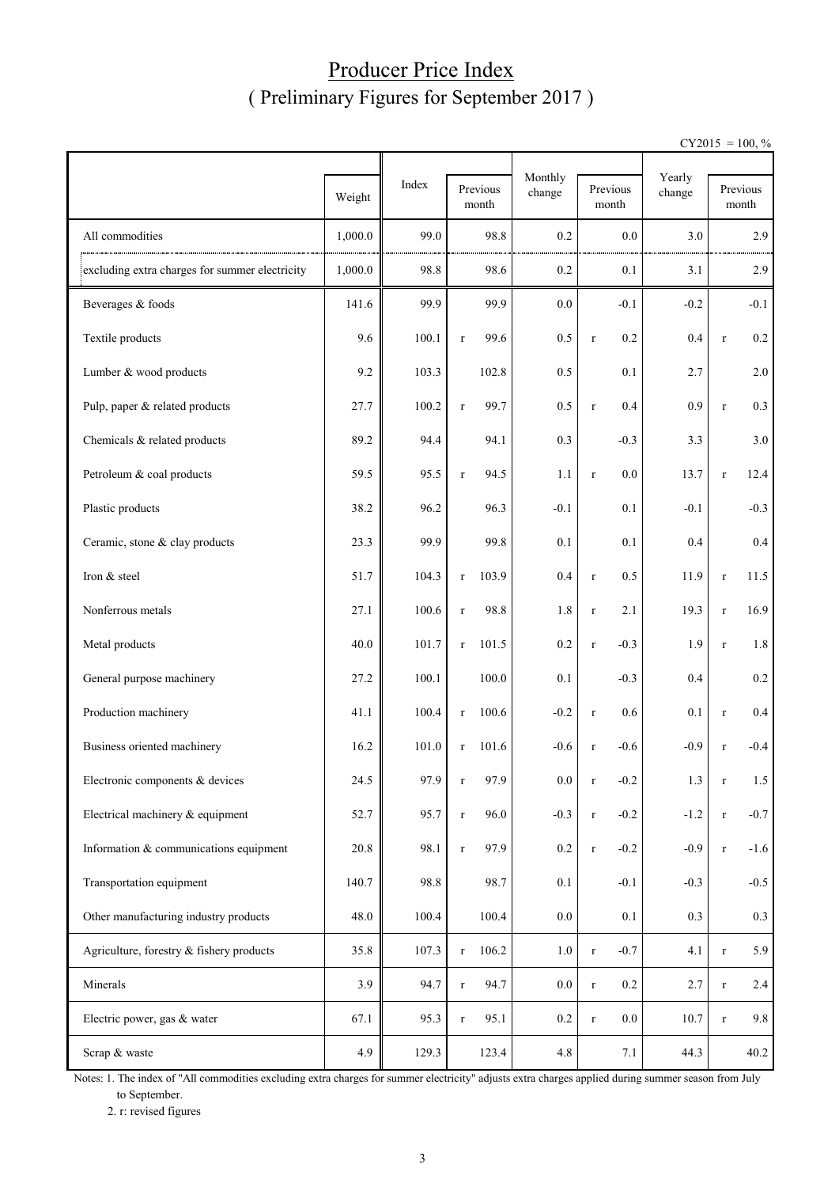# Producer Price Index
## ( Preliminary Figures for September 2017 )

CY2015 = 100, %

| | Weight | Index | Previous month | Monthly change | Previous month | Yearly change | Previous month |
|---|---|---|---|---|---|---|---|
| All commodities | 1,000.0 | 99.0 | 98.8 | 0.2 | 0.0 | 3.0 | 2.9 |
| excluding extra charges for summer electricity | 1,000.0 | 98.8 | 98.6 | 0.2 | 0.1 | 3.1 | 2.9 |
| Beverages & foods | 141.6 | 99.9 | 99.9 | 0.0 | -0.1 | -0.2 | -0.1 |
| Textile products | 9.6 | 100.1 | r 99.6 | 0.5 | r 0.2 | 0.4 | r 0.2 |
| Lumber & wood products | 9.2 | 103.3 | 102.8 | 0.5 | 0.1 | 2.7 | 2.0 |
| Pulp, paper & related products | 27.7 | 100.2 | r 99.7 | 0.5 | r 0.4 | 0.9 | r 0.3 |
| Chemicals & related products | 89.2 | 94.4 | 94.1 | 0.3 | -0.3 | 3.3 | 3.0 |
| Petroleum & coal products | 59.5 | 95.5 | r 94.5 | 1.1 | r 0.0 | 13.7 | r 12.4 |
| Plastic products | 38.2 | 96.2 | 96.3 | -0.1 | 0.1 | -0.1 | -0.3 |
| Ceramic, stone & clay products | 23.3 | 99.9 | 99.8 | 0.1 | 0.1 | 0.4 | 0.4 |
| Iron & steel | 51.7 | 104.3 | r 103.9 | 0.4 | r 0.5 | 11.9 | r 11.5 |
| Nonferrous metals | 27.1 | 100.6 | r 98.8 | 1.8 | r 2.1 | 19.3 | r 16.9 |
| Metal products | 40.0 | 101.7 | r 101.5 | 0.2 | r -0.3 | 1.9 | r 1.8 |
| General purpose machinery | 27.2 | 100.1 | 100.0 | 0.1 | -0.3 | 0.4 | 0.2 |
| Production machinery | 41.1 | 100.4 | r 100.6 | -0.2 | r 0.6 | 0.1 | r 0.4 |
| Business oriented machinery | 16.2 | 101.0 | r 101.6 | -0.6 | r -0.6 | -0.9 | r -0.4 |
| Electronic components & devices | 24.5 | 97.9 | r 97.9 | 0.0 | r -0.2 | 1.3 | r 1.5 |
| Electrical machinery & equipment | 52.7 | 95.7 | r 96.0 | -0.3 | r -0.2 | -1.2 | r -0.7 |
| Information & communications equipment | 20.8 | 98.1 | r 97.9 | 0.2 | r -0.2 | -0.9 | r -1.6 |
| Transportation equipment | 140.7 | 98.8 | 98.7 | 0.1 | -0.1 | -0.3 | -0.5 |
| Other manufacturing industry products | 48.0 | 100.4 | 100.4 | 0.0 | 0.1 | 0.3 | 0.3 |
| Agriculture, forestry & fishery products | 35.8 | 107.3 | r 106.2 | 1.0 | r -0.7 | 4.1 | r 5.9 |
| Minerals | 3.9 | 94.7 | r 94.7 | 0.0 | r 0.2 | 2.7 | r 2.4 |
| Electric power, gas & water | 67.1 | 95.3 | r 95.1 | 0.2 | r 0.0 | 10.7 | r 9.8 |
| Scrap & waste | 4.9 | 129.3 | 123.4 | 4.8 | 7.1 | 44.3 | 40.2 |

Notes: 1. The index of "All commodities excluding extra charges for summer electricity" adjusts extra charges applied during summer season from July to September.

2. r: revised figures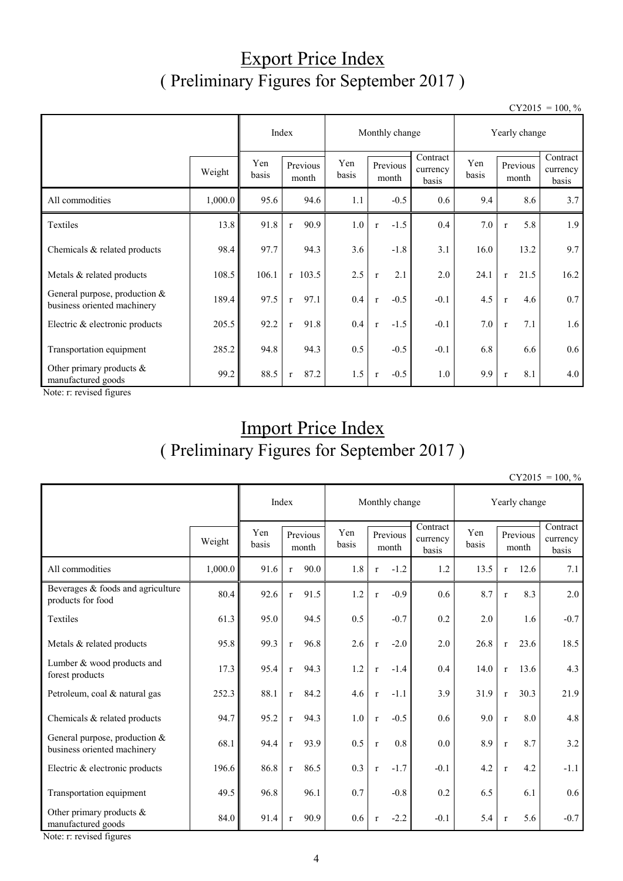# Export Price Index
## ( Preliminary Figures for September 2017 )

CY2015 = 100, %

| | Weight | Index | | Monthly change | | | Yearly change | | |
|---|---|---|---|---|---|---|---|---|---|
| | | Yen basis | Previous month | Yen basis | Previous month | Contract currency basis | Yen basis | Previous month | Contract currency basis |
| All commodities | 1,000.0 | 95.6 | 94.6 | 1.1 | -0.5 | 0.6 | 9.4 | 8.6 | 3.7 |
| Textiles | 13.8 | 91.8 | r 90.9 | 1.0 | r -1.5 | 0.4 | 7.0 | r 5.8 | 1.9 |
| Chemicals & related products | 98.4 | 97.7 | 94.3 | 3.6 | -1.8 | 3.1 | 16.0 | 13.2 | 9.7 |
| Metals & related products | 108.5 | 106.1 | r 103.5 | 2.5 | r 2.1 | 2.0 | 24.1 | r 21.5 | 16.2 |
| General purpose, production & business oriented machinery | 189.4 | 97.5 | r 97.1 | 0.4 | r -0.5 | -0.1 | 4.5 | r 4.6 | 0.7 |
| Electric & electronic products | 205.5 | 92.2 | r 91.8 | 0.4 | r -1.5 | -0.1 | 7.0 | r 7.1 | 1.6 |
| Transportation equipment | 285.2 | 94.8 | 94.3 | 0.5 | -0.5 | -0.1 | 6.8 | 6.6 | 0.6 |
| Other primary products & manufactured goods | 99.2 | 88.5 | r 87.2 | 1.5 | r -0.5 | 1.0 | 9.9 | r 8.1 | 4.0 |

Note: r: revised figures

# Import Price Index
## ( Preliminary Figures for September 2017 )

CY2015 = 100, %

| | Weight | Index | | Monthly change | | | Yearly change | | |
|---|---|---|---|---|---|---|---|---|---|
| | | Yen basis | Previous month | Yen basis | Previous month | Contract currency basis | Yen basis | Previous month | Contract currency basis |
| All commodities | 1,000.0 | 91.6 | r 90.0 | 1.8 | r -1.2 | 1.2 | 13.5 | r 12.6 | 7.1 |
| Beverages & foods and agriculture products for food | 80.4 | 92.6 | r 91.5 | 1.2 | r -0.9 | 0.6 | 8.7 | r 8.3 | 2.0 |
| Textiles | 61.3 | 95.0 | 94.5 | 0.5 | -0.7 | 0.2 | 2.0 | 1.6 | -0.7 |
| Metals & related products | 95.8 | 99.3 | r 96.8 | 2.6 | r -2.0 | 2.0 | 26.8 | r 23.6 | 18.5 |
| Lumber & wood products and forest products | 17.3 | 95.4 | r 94.3 | 1.2 | r -1.4 | 0.4 | 14.0 | r 13.6 | 4.3 |
| Petroleum, coal & natural gas | 252.3 | 88.1 | r 84.2 | 4.6 | r -1.1 | 3.9 | 31.9 | r 30.3 | 21.9 |
| Chemicals & related products | 94.7 | 95.2 | r 94.3 | 1.0 | r -0.5 | 0.6 | 9.0 | r 8.0 | 4.8 |
| General purpose, production & business oriented machinery | 68.1 | 94.4 | r 93.9 | 0.5 | r 0.8 | 0.0 | 8.9 | r 8.7 | 3.2 |
| Electric & electronic products | 196.6 | 86.8 | r 86.5 | 0.3 | r -1.7 | -0.1 | 4.2 | r 4.2 | -1.1 |
| Transportation equipment | 49.5 | 96.8 | 96.1 | 0.7 | -0.8 | 0.2 | 6.5 | 6.1 | 0.6 |
| Other primary products & manufactured goods | 84.0 | 91.4 | r 90.9 | 0.6 | r -2.2 | -0.1 | 5.4 | r 5.6 | -0.7 |

Note: r: revised figures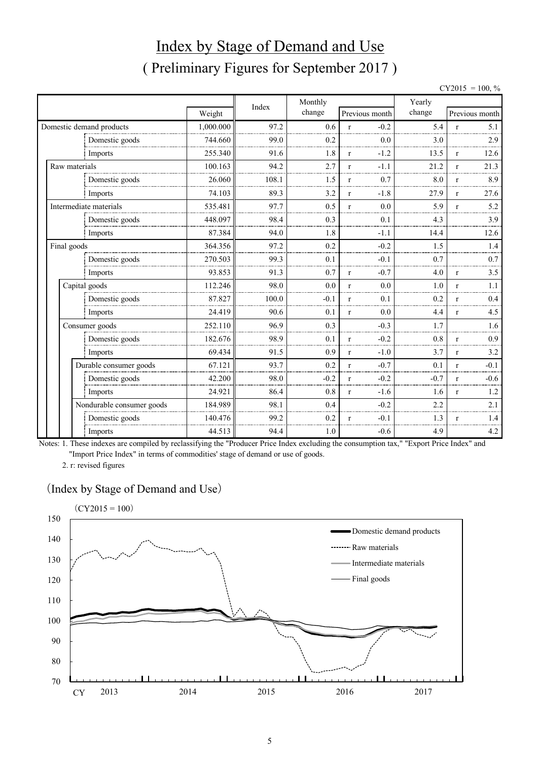# Index by Stage of Demand and Use

## ( Preliminary Figures for September 2017 )

CY2015 = 100, %

| | Weight | Index | Monthly change | Previous month | Yearly change | Previous month |
|---|---|---|---|---|---|---|
| Domestic demand products | 1,000.000 | 97.2 | 0.6 | r -0.2 | 5.4 | r 5.1 |
| Domestic goods | 744.660 | 99.0 | 0.2 | 0.0 | 3.0 | 2.9 |
| Imports | 255.340 | 91.6 | 1.8 | r -1.2 | 13.5 | r 12.6 |
| Raw materials | 100.163 | 94.2 | 2.7 | r -1.1 | 21.2 | r 21.3 |
| Domestic goods | 26.060 | 108.1 | 1.5 | r 0.7 | 8.0 | r 8.9 |
| Imports | 74.103 | 89.3 | 3.2 | r -1.8 | 27.9 | r 27.6 |
| Intermediate materials | 535.481 | 97.7 | 0.5 | r 0.0 | 5.9 | r 5.2 |
| Domestic goods | 448.097 | 98.4 | 0.3 | 0.1 | 4.3 | 3.9 |
| Imports | 87.384 | 94.0 | 1.8 | -1.1 | 14.4 | 12.6 |
| Final goods | 364.356 | 97.2 | 0.2 | -0.2 | 1.5 | 1.4 |
| Domestic goods | 270.503 | 99.3 | 0.1 | -0.1 | 0.7 | 0.7 |
| Imports | 93.853 | 91.3 | 0.7 | r -0.7 | 4.0 | r 3.5 |
| Capital goods | 112.246 | 98.0 | 0.0 | r 0.0 | 1.0 | r 1.1 |
| Domestic goods | 87.827 | 100.0 | -0.1 | r 0.1 | 0.2 | r 0.4 |
| Imports | 24.419 | 90.6 | 0.1 | r 0.0 | 4.4 | r 4.5 |
| Consumer goods | 252.110 | 96.9 | 0.3 | -0.3 | 1.7 | 1.6 |
| Domestic goods | 182.676 | 98.9 | 0.1 | r -0.2 | 0.8 | r 0.9 |
| Imports | 69.434 | 91.5 | 0.9 | r -1.0 | 3.7 | r 3.2 |
| Durable consumer goods | 67.121 | 93.7 | 0.2 | r -0.7 | 0.1 | r -0.1 |
| Domestic goods | 42.200 | 98.0 | -0.2 | r -0.2 | -0.7 | r -0.6 |
| Imports | 24.921 | 86.4 | 0.8 | r -1.6 | 1.6 | r 1.2 |
| Nondurable consumer goods | 184.989 | 98.1 | 0.4 | -0.2 | 2.2 | 2.1 |
| Domestic goods | 140.476 | 99.2 | 0.2 | r -0.1 | 1.3 | r 1.4 |
| Imports | 44.513 | 94.4 | 1.0 | -0.6 | 4.9 | 4.2 |

Notes: 1. These indexes are compiled by reclassifying the "Producer Price Index excluding the consumption tax," "Export Price Index" and "Import Price Index" in terms of commodities' stage of demand or use of goods.

2. r: revised figures

（Index by Stage of Demand and Use）

（CY2015 = 100）

Legend: Domestic demand products; Raw materials; Intermediate materials; Final goods

CY 2013, 2014, 2015, 2016, 2017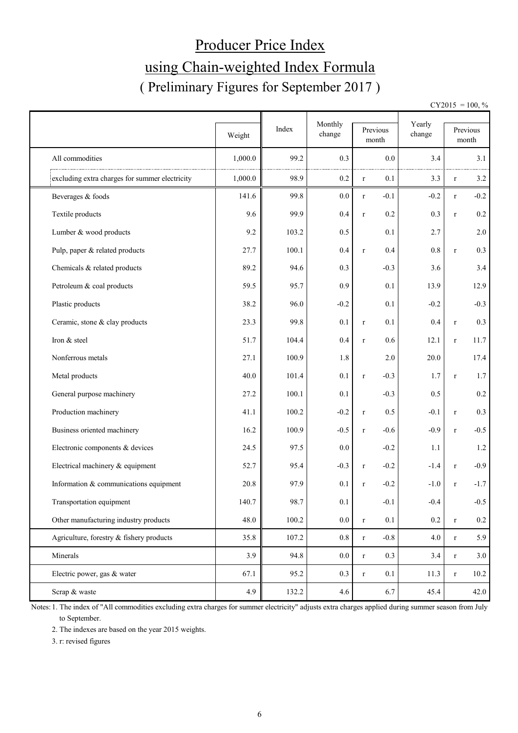# Producer Price Index

## using Chain-weighted Index Formula

### ( Preliminary Figures for September 2017 )

CY2015 = 100, %

| | Weight | Index | Monthly change | Previous month | Yearly change | Previous month |
|---|---|---|---|---|---|---|
| All commodities | 1,000.0 | 99.2 | 0.3 | 0.0 | 3.4 | 3.1 |
| excluding extra charges for summer electricity | 1,000.0 | 98.9 | 0.2 | r 0.1 | 3.3 | r 3.2 |
| Beverages & foods | 141.6 | 99.8 | 0.0 | r -0.1 | -0.2 | r -0.2 |
| Textile products | 9.6 | 99.9 | 0.4 | r 0.2 | 0.3 | r 0.2 |
| Lumber & wood products | 9.2 | 103.2 | 0.5 | 0.1 | 2.7 | 2.0 |
| Pulp, paper & related products | 27.7 | 100.1 | 0.4 | r 0.4 | 0.8 | r 0.3 |
| Chemicals & related products | 89.2 | 94.6 | 0.3 | -0.3 | 3.6 | 3.4 |
| Petroleum & coal products | 59.5 | 95.7 | 0.9 | 0.1 | 13.9 | 12.9 |
| Plastic products | 38.2 | 96.0 | -0.2 | 0.1 | -0.2 | -0.3 |
| Ceramic, stone & clay products | 23.3 | 99.8 | 0.1 | r 0.1 | 0.4 | r 0.3 |
| Iron & steel | 51.7 | 104.4 | 0.4 | r 0.6 | 12.1 | r 11.7 |
| Nonferrous metals | 27.1 | 100.9 | 1.8 | 2.0 | 20.0 | 17.4 |
| Metal products | 40.0 | 101.4 | 0.1 | r -0.3 | 1.7 | r 1.7 |
| General purpose machinery | 27.2 | 100.1 | 0.1 | -0.3 | 0.5 | 0.2 |
| Production machinery | 41.1 | 100.2 | -0.2 | r 0.5 | -0.1 | r 0.3 |
| Business oriented machinery | 16.2 | 100.9 | -0.5 | r -0.6 | -0.9 | r -0.5 |
| Electronic components & devices | 24.5 | 97.5 | 0.0 | -0.2 | 1.1 | 1.2 |
| Electrical machinery & equipment | 52.7 | 95.4 | -0.3 | r -0.2 | -1.4 | r -0.9 |
| Information & communications equipment | 20.8 | 97.9 | 0.1 | r -0.2 | -1.0 | r -1.7 |
| Transportation equipment | 140.7 | 98.7 | 0.1 | -0.1 | -0.4 | -0.5 |
| Other manufacturing industry products | 48.0 | 100.2 | 0.0 | r 0.1 | 0.2 | r 0.2 |
| Agriculture, forestry & fishery products | 35.8 | 107.2 | 0.8 | r -0.8 | 4.0 | r 5.9 |
| Minerals | 3.9 | 94.8 | 0.0 | r 0.3 | 3.4 | r 3.0 |
| Electric power, gas & water | 67.1 | 95.2 | 0.3 | r 0.1 | 11.3 | r 10.2 |
| Scrap & waste | 4.9 | 132.2 | 4.6 | 6.7 | 45.4 | 42.0 |

Notes: 1. The index of "All commodities excluding extra charges for summer electricity" adjusts extra charges applied during summer season from July to September.

2. The indexes are based on the year 2015 weights.

3. r: revised figures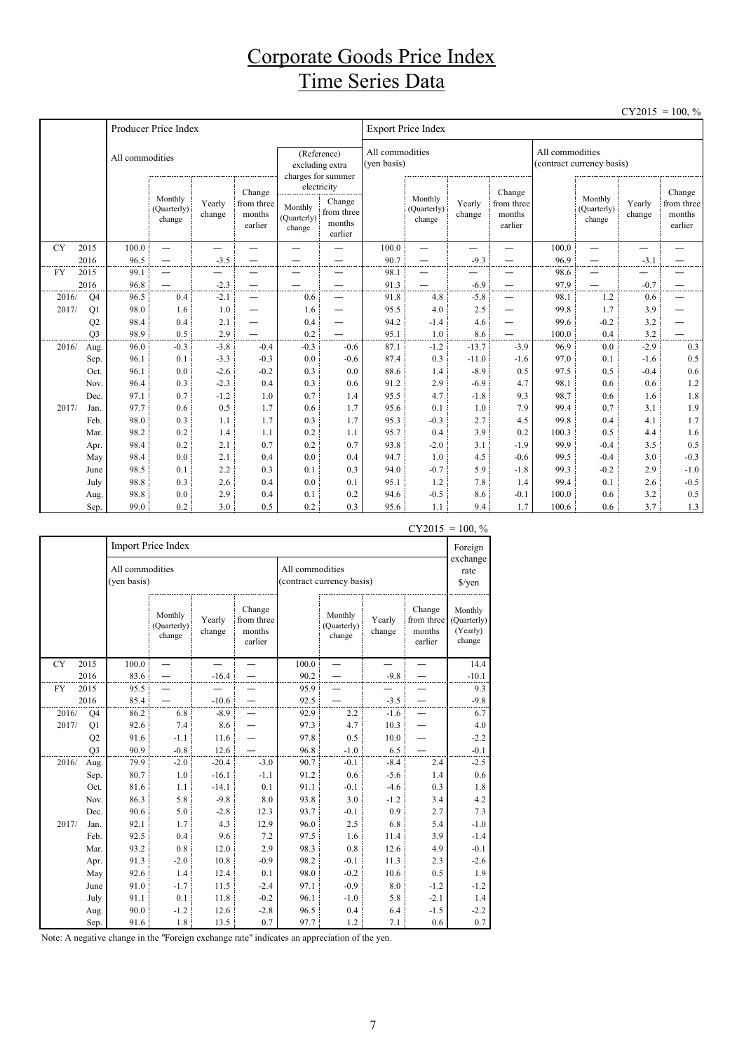# Corporate Goods Price Index
# Time Series Data

CY2015 = 100, %

| | | Producer Price Index | | | | | | Export Price Index | | | | | | | |
|---|---|---|---|---|---|---|---|---|---|---|---|---|---|---|---|
| | | All commodities | | | | (Reference) excluding extra charges for summer electricity | | All commodities (yen basis) | | | | All commodities (contract currency basis) | | | |
| | | | Monthly (Quarterly) change | Yearly change | Change from three months earlier | Monthly (Quarterly) change | Change from three months earlier | | Monthly (Quarterly) change | Yearly change | Change from three months earlier | | Monthly (Quarterly) change | Yearly change | Change from three months earlier |
| CY | 2015 | 100.0 | — | — | — | — | — | 100.0 | — | — | — | 100.0 | — | — | — |
| | 2016 | 96.5 | — | -3.5 | — | — | — | 90.7 | — | -9.3 | — | 96.9 | — | -3.1 | — |
| FY | 2015 | 99.1 | — | — | — | — | — | 98.1 | — | — | — | 98.6 | — | — | — |
| | 2016 | 96.8 | — | -2.3 | — | — | — | 91.3 | — | -6.9 | — | 97.9 | — | -0.7 | — |
| 2016/ | Q4 | 96.5 | 0.4 | -2.1 | — | 0.6 | — | 91.8 | 4.8 | -5.8 | — | 98.1 | 1.2 | 0.6 | — |
| 2017/ | Q1 | 98.0 | 1.6 | 1.0 | — | 1.6 | — | 95.5 | 4.0 | 2.5 | — | 99.8 | 1.7 | 3.9 | — |
| | Q2 | 98.4 | 0.4 | 2.1 | — | 0.4 | — | 94.2 | -1.4 | 4.6 | — | 99.6 | -0.2 | 3.2 | — |
| | Q3 | 98.9 | 0.5 | 2.9 | — | 0.2 | — | 95.1 | 1.0 | 8.6 | — | 100.0 | 0.4 | 3.2 | — |
| 2016/ | Aug. | 96.0 | -0.3 | -3.8 | -0.4 | -0.3 | -0.6 | 87.1 | -1.2 | -13.7 | -3.9 | 96.9 | 0.0 | -2.9 | 0.3 |
| | Sep. | 96.1 | 0.1 | -3.3 | -0.3 | 0.0 | -0.6 | 87.4 | 0.3 | -11.0 | -1.6 | 97.0 | 0.1 | -1.6 | 0.5 |
| | Oct. | 96.1 | 0.0 | -2.6 | -0.2 | 0.3 | 0.0 | 88.6 | 1.4 | -8.9 | 0.5 | 97.5 | 0.5 | -0.4 | 0.6 |
| | Nov. | 96.4 | 0.3 | -2.3 | 0.4 | 0.3 | 0.6 | 91.2 | 2.9 | -6.9 | 4.7 | 98.1 | 0.6 | 0.6 | 1.2 |
| | Dec. | 97.1 | 0.7 | -1.2 | 1.0 | 0.7 | 1.4 | 95.5 | 4.7 | -1.8 | 9.3 | 98.7 | 0.6 | 1.6 | 1.8 |
| 2017/ | Jan. | 97.7 | 0.6 | 0.5 | 1.7 | 0.6 | 1.7 | 95.6 | 0.1 | 1.0 | 7.9 | 99.4 | 0.7 | 3.1 | 1.9 |
| | Feb. | 98.0 | 0.3 | 1.1 | 1.7 | 0.3 | 1.7 | 95.3 | -0.3 | 2.7 | 4.5 | 99.8 | 0.4 | 4.1 | 1.7 |
| | Mar. | 98.2 | 0.2 | 1.4 | 1.1 | 0.2 | 1.1 | 95.7 | 0.4 | 3.9 | 0.2 | 100.3 | 0.5 | 4.4 | 1.6 |
| | Apr. | 98.4 | 0.2 | 2.1 | 0.7 | 0.2 | 0.7 | 93.8 | -2.0 | 3.1 | -1.9 | 99.9 | -0.4 | 3.5 | 0.5 |
| | May | 98.4 | 0.0 | 2.1 | 0.4 | 0.0 | 0.4 | 94.7 | 1.0 | 4.5 | -0.6 | 99.5 | -0.4 | 3.0 | -0.3 |
| | June | 98.5 | 0.1 | 2.2 | 0.3 | 0.1 | 0.3 | 94.0 | -0.7 | 5.9 | -1.8 | 99.3 | -0.2 | 2.9 | -1.0 |
| | July | 98.8 | 0.3 | 2.6 | 0.4 | 0.0 | 0.1 | 95.1 | 1.2 | 7.8 | 1.4 | 99.4 | 0.1 | 2.6 | -0.5 |
| | Aug. | 98.8 | 0.0 | 2.9 | 0.4 | 0.1 | 0.2 | 94.6 | -0.5 | 8.6 | -0.1 | 100.0 | 0.6 | 3.2 | 0.5 |
| | Sep. | 99.0 | 0.2 | 3.0 | 0.5 | 0.2 | 0.3 | 95.6 | 1.1 | 9.4 | 1.7 | 100.6 | 0.6 | 3.7 | 1.3 |

CY2015 = 100, %

| | | Import Price Index | | | | | | | | Foreign exchange rate $/yen |
|---|---|---|---|---|---|---|---|---|---|---|
| | | All commodities (yen basis) | | | | All commodities (contract currency basis) | | | | |
| | | | Monthly (Quarterly) change | Yearly change | Change from three months earlier | | Monthly (Quarterly) change | Yearly change | Change from three months earlier | Monthly (Quarterly) (Yearly) change |
| CY | 2015 | 100.0 | — | — | — | 100.0 | — | — | — | 14.4 |
| | 2016 | 83.6 | — | -16.4 | — | 90.2 | — | -9.8 | — | -10.1 |
| FY | 2015 | 95.5 | — | — | — | 95.9 | — | — | — | 9.3 |
| | 2016 | 85.4 | — | -10.6 | — | 92.5 | — | -3.5 | — | -9.8 |
| 2016/ | Q4 | 86.2 | 6.8 | -8.9 | — | 92.9 | 2.2 | -1.6 | — | 6.7 |
| 2017/ | Q1 | 92.6 | 7.4 | 8.6 | — | 97.3 | 4.7 | 10.3 | — | 4.0 |
| | Q2 | 91.6 | -1.1 | 11.6 | — | 97.8 | 0.5 | 10.0 | — | -2.2 |
| | Q3 | 90.9 | -0.8 | 12.6 | — | 96.8 | -1.0 | 6.5 | — | -0.1 |
| 2016/ | Aug. | 79.9 | -2.0 | -20.4 | -3.0 | 90.7 | -0.1 | -8.4 | 2.4 | -2.5 |
| | Sep. | 80.7 | 1.0 | -16.1 | -1.1 | 91.2 | 0.6 | -5.6 | 1.4 | 0.6 |
| | Oct. | 81.6 | 1.1 | -14.1 | 0.1 | 91.1 | -0.1 | -4.6 | 0.3 | 1.8 |
| | Nov. | 86.3 | 5.8 | -9.8 | 8.0 | 93.8 | 3.0 | -1.2 | 3.4 | 4.2 |
| | Dec. | 90.6 | 5.0 | -2.8 | 12.3 | 93.7 | -0.1 | 0.9 | 2.7 | 7.3 |
| 2017/ | Jan. | 92.1 | 1.7 | 4.3 | 12.9 | 96.0 | 2.5 | 6.8 | 5.4 | -1.0 |
| | Feb. | 92.5 | 0.4 | 9.6 | 7.2 | 97.5 | 1.6 | 11.4 | 3.9 | -1.4 |
| | Mar. | 93.2 | 0.8 | 12.0 | 2.9 | 98.3 | 0.8 | 12.6 | 4.9 | -0.1 |
| | Apr. | 91.3 | -2.0 | 10.8 | -0.9 | 98.2 | -0.1 | 11.3 | 2.3 | -2.6 |
| | May | 92.6 | 1.4 | 12.4 | 0.1 | 98.0 | -0.2 | 10.6 | 0.5 | 1.9 |
| | June | 91.0 | -1.7 | 11.5 | -2.4 | 97.1 | -0.9 | 8.0 | -1.2 | -1.2 |
| | July | 91.1 | 0.1 | 11.8 | -0.2 | 96.1 | -1.0 | 5.8 | -2.1 | 1.4 |
| | Aug. | 90.0 | -1.2 | 12.6 | -2.8 | 96.5 | 0.4 | 6.4 | -1.5 | -2.2 |
| | Sep. | 91.6 | 1.8 | 13.5 | 0.7 | 97.7 | 1.2 | 7.1 | 0.6 | 0.7 |

Note: A negative change in the "Foreign exchange rate" indicates an appreciation of the yen.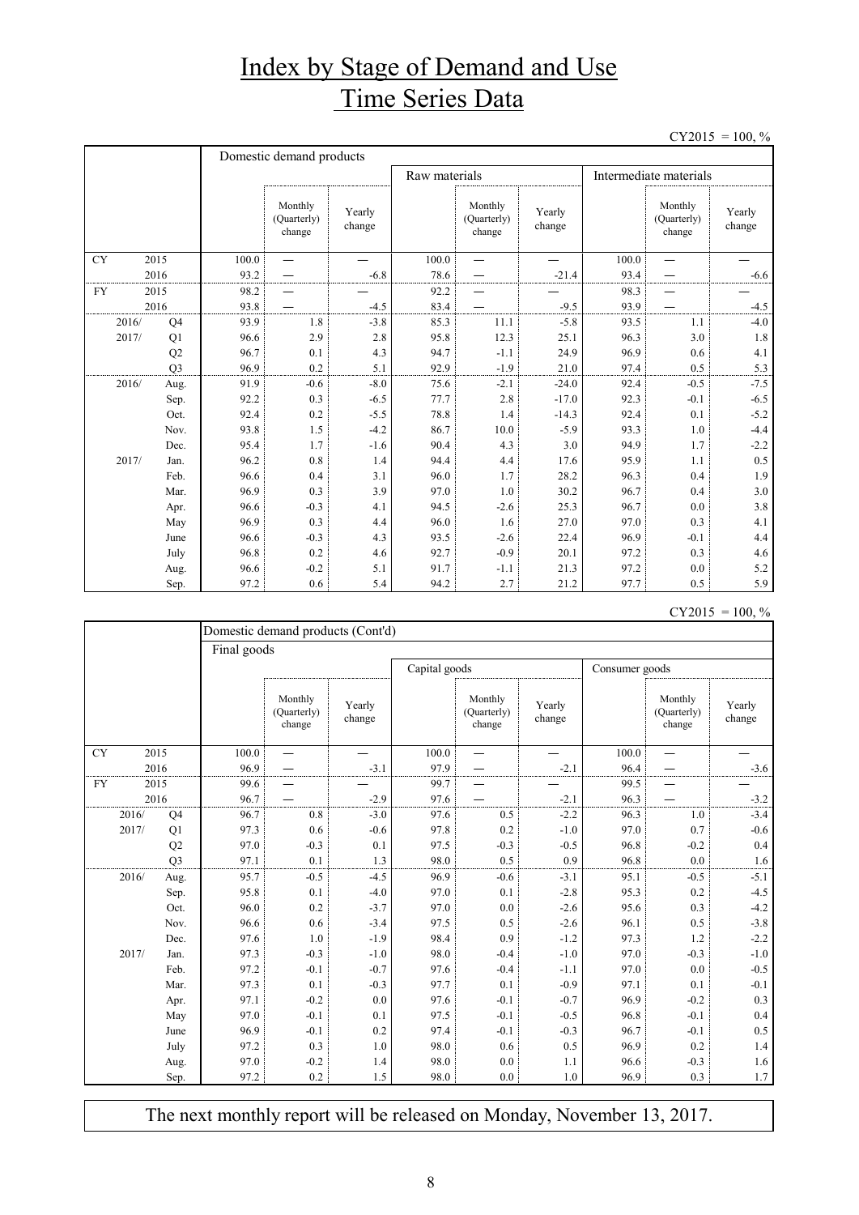# Index by Stage of Demand and Use
# Time Series Data

CY2015 = 100, %

| | | Domestic demand products | | | | | | | | |
|---|---|---|---|---|---|---|---|---|---|---|
| | | | | | Raw materials | | | Intermediate materials | | |
| | | | Monthly (Quarterly) change | Yearly change | | Monthly (Quarterly) change | Yearly change | | Monthly (Quarterly) change | Yearly change |
| CY | 2015 | 100.0 | — | — | 100.0 | — | — | 100.0 | — | — |
| | 2016 | 93.2 | — | -6.8 | 78.6 | — | -21.4 | 93.4 | — | -6.6 |
| FY | 2015 | 98.2 | — | — | 92.2 | — | — | 98.3 | — | — |
| | 2016 | 93.8 | — | -4.5 | 83.4 | — | -9.5 | 93.9 | — | -4.5 |
| 2016/ | Q4 | 93.9 | 1.8 | -3.8 | 85.3 | 11.1 | -5.8 | 93.5 | 1.1 | -4.0 |
| 2017/ | Q1 | 96.6 | 2.9 | 2.8 | 95.8 | 12.3 | 25.1 | 96.3 | 3.0 | 1.8 |
| | Q2 | 96.7 | 0.1 | 4.3 | 94.7 | -1.1 | 24.9 | 96.9 | 0.6 | 4.1 |
| | Q3 | 96.9 | 0.2 | 5.1 | 92.9 | -1.9 | 21.0 | 97.4 | 0.5 | 5.3 |
| 2016/ | Aug. | 91.9 | -0.6 | -8.0 | 75.6 | -2.1 | -24.0 | 92.4 | -0.5 | -7.5 |
| | Sep. | 92.2 | 0.3 | -6.5 | 77.7 | 2.8 | -17.0 | 92.3 | -0.1 | -6.5 |
| | Oct. | 92.4 | 0.2 | -5.5 | 78.8 | 1.4 | -14.3 | 92.4 | 0.1 | -5.2 |
| | Nov. | 93.8 | 1.5 | -4.2 | 86.7 | 10.0 | -5.9 | 93.3 | 1.0 | -4.4 |
| | Dec. | 95.4 | 1.7 | -1.6 | 90.4 | 4.3 | 3.0 | 94.9 | 1.7 | -2.2 |
| 2017/ | Jan. | 96.2 | 0.8 | 1.4 | 94.4 | 4.4 | 17.6 | 95.9 | 1.1 | 0.5 |
| | Feb. | 96.6 | 0.4 | 3.1 | 96.0 | 1.7 | 28.2 | 96.3 | 0.4 | 1.9 |
| | Mar. | 96.9 | 0.3 | 3.9 | 97.0 | 1.0 | 30.2 | 96.7 | 0.4 | 3.0 |
| | Apr. | 96.6 | -0.3 | 4.1 | 94.5 | -2.6 | 25.3 | 96.7 | 0.0 | 3.8 |
| | May | 96.9 | 0.3 | 4.4 | 96.0 | 1.6 | 27.0 | 97.0 | 0.3 | 4.1 |
| | June | 96.6 | -0.3 | 4.3 | 93.5 | -2.6 | 22.4 | 96.9 | -0.1 | 4.4 |
| | July | 96.8 | 0.2 | 4.6 | 92.7 | -0.9 | 20.1 | 97.2 | 0.3 | 4.6 |
| | Aug. | 96.6 | -0.2 | 5.1 | 91.7 | -1.1 | 21.3 | 97.2 | 0.0 | 5.2 |
| | Sep. | 97.2 | 0.6 | 5.4 | 94.2 | 2.7 | 21.2 | 97.7 | 0.5 | 5.9 |

CY2015 = 100, %

| | | Domestic demand products (Cont'd) | | | | | | | | |
|---|---|---|---|---|---|---|---|---|---|---|
| | | Final goods | | | | | | | | |
| | | | | | Capital goods | | | Consumer goods | | |
| | | | Monthly (Quarterly) change | Yearly change | | Monthly (Quarterly) change | Yearly change | | Monthly (Quarterly) change | Yearly change |
| CY | 2015 | 100.0 | — | — | 100.0 | — | — | 100.0 | — | — |
| | 2016 | 96.9 | — | -3.1 | 97.9 | — | -2.1 | 96.4 | — | -3.6 |
| FY | 2015 | 99.6 | — | — | 99.7 | — | — | 99.5 | — | — |
| | 2016 | 96.7 | — | -2.9 | 97.6 | — | -2.1 | 96.3 | — | -3.2 |
| 2016/ | Q4 | 96.7 | 0.8 | -3.0 | 97.6 | 0.5 | -2.2 | 96.3 | 1.0 | -3.4 |
| 2017/ | Q1 | 97.3 | 0.6 | -0.6 | 97.8 | 0.2 | -1.0 | 97.0 | 0.7 | -0.6 |
| | Q2 | 97.0 | -0.3 | 0.1 | 97.5 | -0.3 | -0.5 | 96.8 | -0.2 | 0.4 |
| | Q3 | 97.1 | 0.1 | 1.3 | 98.0 | 0.5 | 0.9 | 96.8 | 0.0 | 1.6 |
| 2016/ | Aug. | 95.7 | -0.5 | -4.5 | 96.9 | -0.6 | -3.1 | 95.1 | -0.5 | -5.1 |
| | Sep. | 95.8 | 0.1 | -4.0 | 97.0 | 0.1 | -2.8 | 95.3 | 0.2 | -4.5 |
| | Oct. | 96.0 | 0.2 | -3.7 | 97.0 | 0.0 | -2.6 | 95.6 | 0.3 | -4.2 |
| | Nov. | 96.6 | 0.6 | -3.4 | 97.5 | 0.5 | -2.6 | 96.1 | 0.5 | -3.8 |
| | Dec. | 97.6 | 1.0 | -1.9 | 98.4 | 0.9 | -1.2 | 97.3 | 1.2 | -2.2 |
| 2017/ | Jan. | 97.3 | -0.3 | -1.0 | 98.0 | -0.4 | -1.0 | 97.0 | -0.3 | -1.0 |
| | Feb. | 97.2 | -0.1 | -0.7 | 97.6 | -0.4 | -1.1 | 97.0 | 0.0 | -0.5 |
| | Mar. | 97.3 | 0.1 | -0.3 | 97.7 | 0.1 | -0.9 | 97.1 | 0.1 | -0.1 |
| | Apr. | 97.1 | -0.2 | 0.0 | 97.6 | -0.1 | -0.7 | 96.9 | -0.2 | 0.3 |
| | May | 97.0 | -0.1 | 0.1 | 97.5 | -0.1 | -0.5 | 96.8 | -0.1 | 0.4 |
| | June | 96.9 | -0.1 | 0.2 | 97.4 | -0.1 | -0.3 | 96.7 | -0.1 | 0.5 |
| | July | 97.2 | 0.3 | 1.0 | 98.0 | 0.6 | 0.5 | 96.9 | 0.2 | 1.4 |
| | Aug. | 97.0 | -0.2 | 1.4 | 98.0 | 0.0 | 1.1 | 96.6 | -0.3 | 1.6 |
| | Sep. | 97.2 | 0.2 | 1.5 | 98.0 | 0.0 | 1.0 | 96.9 | 0.3 | 1.7 |

The next monthly report will be released on Monday, November 13, 2017.